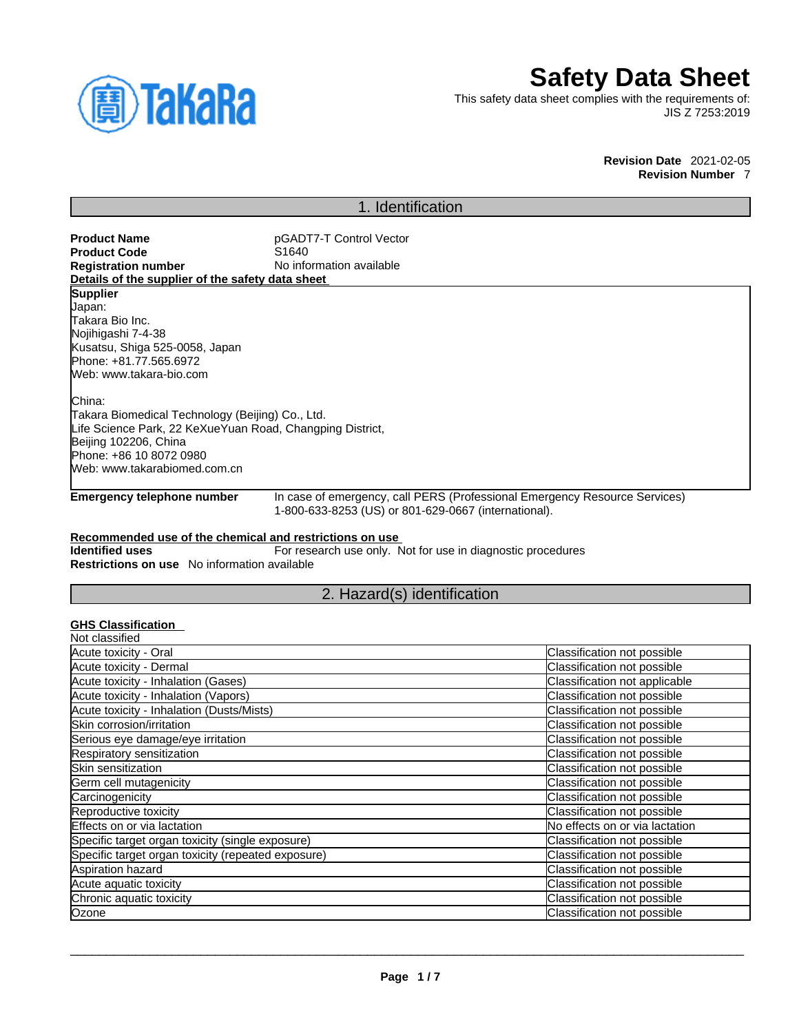# Safety Data Sheet

This safety data sheet complies with the requirements of:
JIS Z 7253:2019

**Revision Date** 2021-02-05
**Revision Number** 7

## 1. Identification

**Product Name** pGADT7-T Control Vector
**Product Code** S1640
**Registration number** No information available

**Details of the supplier of the safety data sheet**

**Supplier**
Japan:
Takara Bio Inc.
Nojihigashi 7-4-38
Kusatsu, Shiga 525-0058, Japan
Phone: +81.77.565.6972
Web: www.takara-bio.com

China:
Takara Biomedical Technology (Beijing) Co., Ltd.
Life Science Park, 22 KeXueYuan Road, Changping District,
Beijing 102206, China
Phone: +86 10 8072 0980
Web: www.takarabiomed.com.cn

**Emergency telephone number** In case of emergency, call PERS (Professional Emergency Resource Services) 1-800-633-8253 (US) or 801-629-0667 (international).

**Recommended use of the chemical and restrictions on use**
**Identified uses** For research use only. Not for use in diagnostic procedures
**Restrictions on use** No information available

## 2. Hazard(s) identification

**GHS Classification**
Not classified

| | |
|---|---|
| Acute toxicity - Oral | Classification not possible |
| Acute toxicity - Dermal | Classification not possible |
| Acute toxicity - Inhalation (Gases) | Classification not applicable |
| Acute toxicity - Inhalation (Vapors) | Classification not possible |
| Acute toxicity - Inhalation (Dusts/Mists) | Classification not possible |
| Skin corrosion/irritation | Classification not possible |
| Serious eye damage/eye irritation | Classification not possible |
| Respiratory sensitization | Classification not possible |
| Skin sensitization | Classification not possible |
| Germ cell mutagenicity | Classification not possible |
| Carcinogenicity | Classification not possible |
| Reproductive toxicity | Classification not possible |
| Effects on or via lactation | No effects on or via lactation |
| Specific target organ toxicity (single exposure) | Classification not possible |
| Specific target organ toxicity (repeated exposure) | Classification not possible |
| Aspiration hazard | Classification not possible |
| Acute aquatic toxicity | Classification not possible |
| Chronic aquatic toxicity | Classification not possible |
| Ozone | Classification not possible |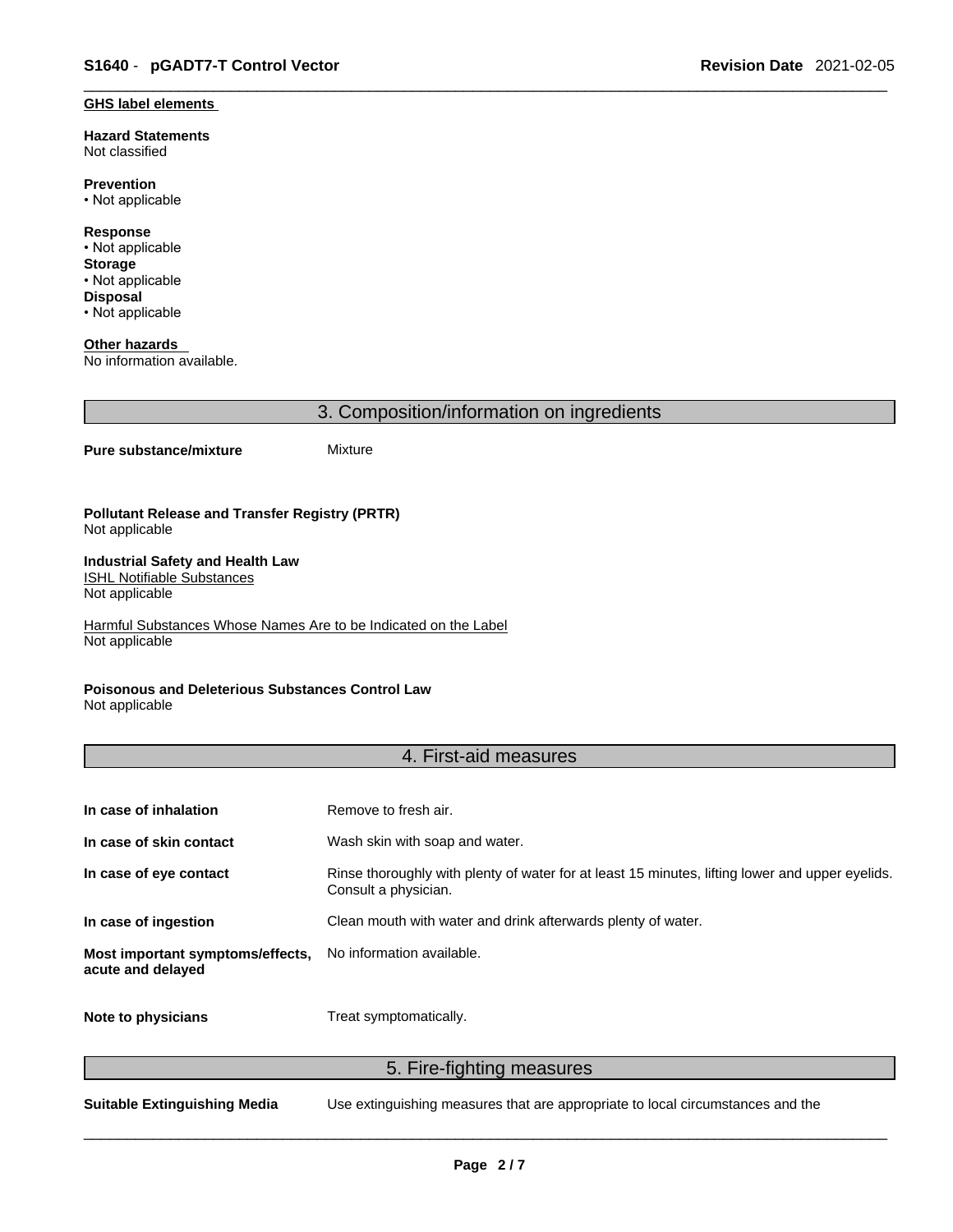**GHS label elements**

**Hazard Statements**
Not classified

**Prevention**
• Not applicable

**Response**
• Not applicable
**Storage**
• Not applicable
**Disposal**
• Not applicable

**Other hazards**
No information available.

## 3. Composition/information on ingredients

**Pure substance/mixture** Mixture

**Pollutant Release and Transfer Registry (PRTR)**
Not applicable

**Industrial Safety and Health Law**
ISHL Notifiable Substances
Not applicable

Harmful Substances Whose Names Are to be Indicated on the Label
Not applicable

**Poisonous and Deleterious Substances Control Law**
Not applicable

## 4. First-aid measures

| | |
|---|---|
| **In case of inhalation** | Remove to fresh air. |
| **In case of skin contact** | Wash skin with soap and water. |
| **In case of eye contact** | Rinse thoroughly with plenty of water for at least 15 minutes, lifting lower and upper eyelids. Consult a physician. |
| **In case of ingestion** | Clean mouth with water and drink afterwards plenty of water. |
| **Most important symptoms/effects, acute and delayed** | No information available. |
| **Note to physicians** | Treat symptomatically. |

## 5. Fire-fighting measures

**Suitable Extinguishing Media** Use extinguishing measures that are appropriate to local circumstances and the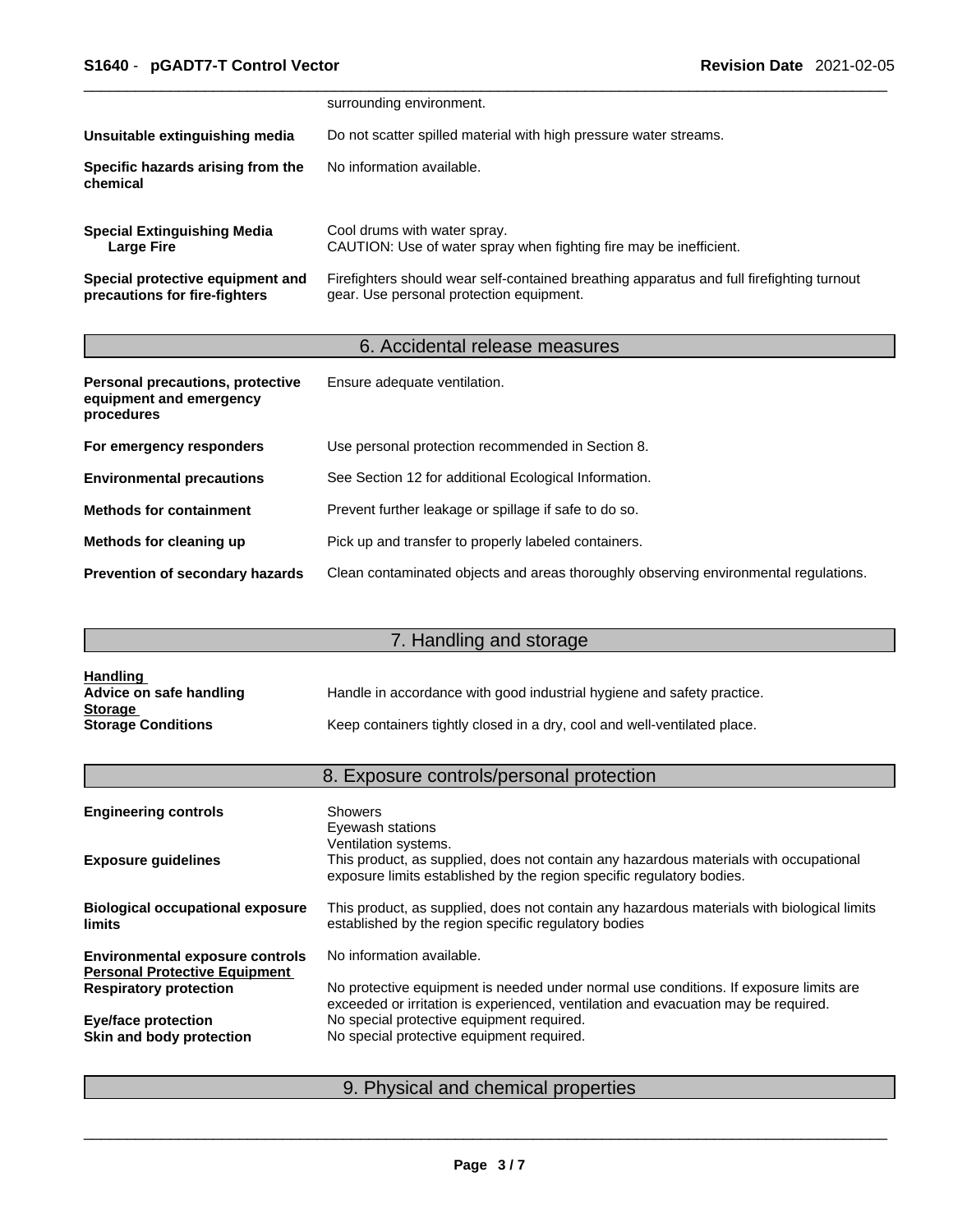| | |
|---|---|
| | surrounding environment. |
| **Unsuitable extinguishing media** | Do not scatter spilled material with high pressure water streams. |
| **Specific hazards arising from the chemical** | No information available. |
| **Special Extinguishing Media Large Fire** | Cool drums with water spray. CAUTION: Use of water spray when fighting fire may be inefficient. |
| **Special protective equipment and precautions for fire-fighters** | Firefighters should wear self-contained breathing apparatus and full firefighting turnout gear. Use personal protection equipment. |

## 6. Accidental release measures

| | |
|---|---|
| **Personal precautions, protective equipment and emergency procedures** | Ensure adequate ventilation. |
| **For emergency responders** | Use personal protection recommended in Section 8. |
| **Environmental precautions** | See Section 12 for additional Ecological Information. |
| **Methods for containment** | Prevent further leakage or spillage if safe to do so. |
| **Methods for cleaning up** | Pick up and transfer to properly labeled containers. |
| **Prevention of secondary hazards** | Clean contaminated objects and areas thoroughly observing environmental regulations. |

## 7. Handling and storage

**Handling**

| | |
|---|---|
| **Advice on safe handling** | Handle in accordance with good industrial hygiene and safety practice. |

**Storage**

| | |
|---|---|
| **Storage Conditions** | Keep containers tightly closed in a dry, cool and well-ventilated place. |

## 8. Exposure controls/personal protection

| | |
|---|---|
| **Engineering controls** | Showers<br>Eyewash stations<br>Ventilation systems. |
| **Exposure guidelines** | This product, as supplied, does not contain any hazardous materials with occupational exposure limits established by the region specific regulatory bodies. |
| **Biological occupational exposure limits** | This product, as supplied, does not contain any hazardous materials with biological limits established by the region specific regulatory bodies |
| **Environmental exposure controls** | No information available. |

**Personal Protective Equipment**

| | |
|---|---|
| **Respiratory protection** | No protective equipment is needed under normal use conditions. If exposure limits are exceeded or irritation is experienced, ventilation and evacuation may be required. |
| **Eye/face protection** | No special protective equipment required. |
| **Skin and body protection** | No special protective equipment required. |

## 9. Physical and chemical properties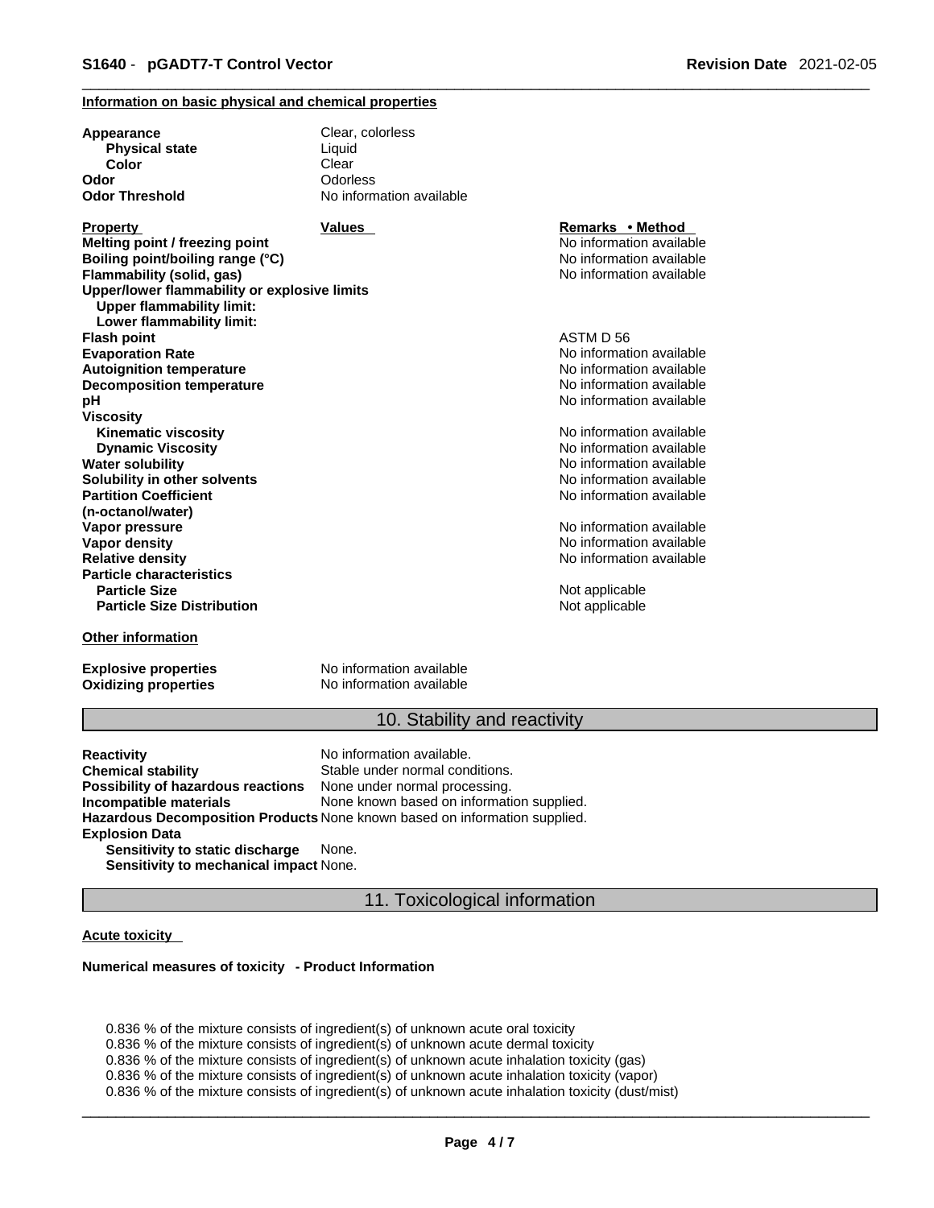#### Information on basic physical and chemical properties

| | |
|---|---|
| **Appearance** | Clear, colorless |
| **Physical state** | Liquid |
| **Color** | Clear |
| **Odor** | Odorless |
| **Odor Threshold** | No information available |

| Property | Values | Remarks • Method |
|---|---|---|
| **Melting point / freezing point** | | No information available |
| **Boiling point/boiling range (°C)** | | No information available |
| **Flammability (solid, gas)** | | No information available |
| **Upper/lower flammability or explosive limits** | | |
| **Upper flammability limit:** | | |
| **Lower flammability limit:** | | |
| **Flash point** | | ASTM D 56 |
| **Evaporation Rate** | | No information available |
| **Autoignition temperature** | | No information available |
| **Decomposition temperature** | | No information available |
| **pH** | | No information available |
| **Viscosity** | | |
| **Kinematic viscosity** | | No information available |
| **Dynamic Viscosity** | | No information available |
| **Water solubility** | | No information available |
| **Solubility in other solvents** | | No information available |
| **Partition Coefficient (n-octanol/water)** | | No information available |
| **Vapor pressure** | | No information available |
| **Vapor density** | | No information available |
| **Relative density** | | No information available |
| **Particle characteristics** | | |
| **Particle Size** | | Not applicable |
| **Particle Size Distribution** | | Not applicable |

#### Other information

| | |
|---|---|
| **Explosive properties** | No information available |
| **Oxidizing properties** | No information available |

## 10. Stability and reactivity

| | |
|---|---|
| **Reactivity** | No information available. |
| **Chemical stability** | Stable under normal conditions. |
| **Possibility of hazardous reactions** | None under normal processing. |
| **Incompatible materials** | None known based on information supplied. |
| **Hazardous Decomposition Products** | None known based on information supplied. |
| **Explosion Data** | |
| **Sensitivity to static discharge** | None. |
| **Sensitivity to mechanical impact** | None. |

## 11. Toxicological information

#### Acute toxicity

**Numerical measures of toxicity - Product Information**

0.836 % of the mixture consists of ingredient(s) of unknown acute oral toxicity
0.836 % of the mixture consists of ingredient(s) of unknown acute dermal toxicity
0.836 % of the mixture consists of ingredient(s) of unknown acute inhalation toxicity (gas)
0.836 % of the mixture consists of ingredient(s) of unknown acute inhalation toxicity (vapor)
0.836 % of the mixture consists of ingredient(s) of unknown acute inhalation toxicity (dust/mist)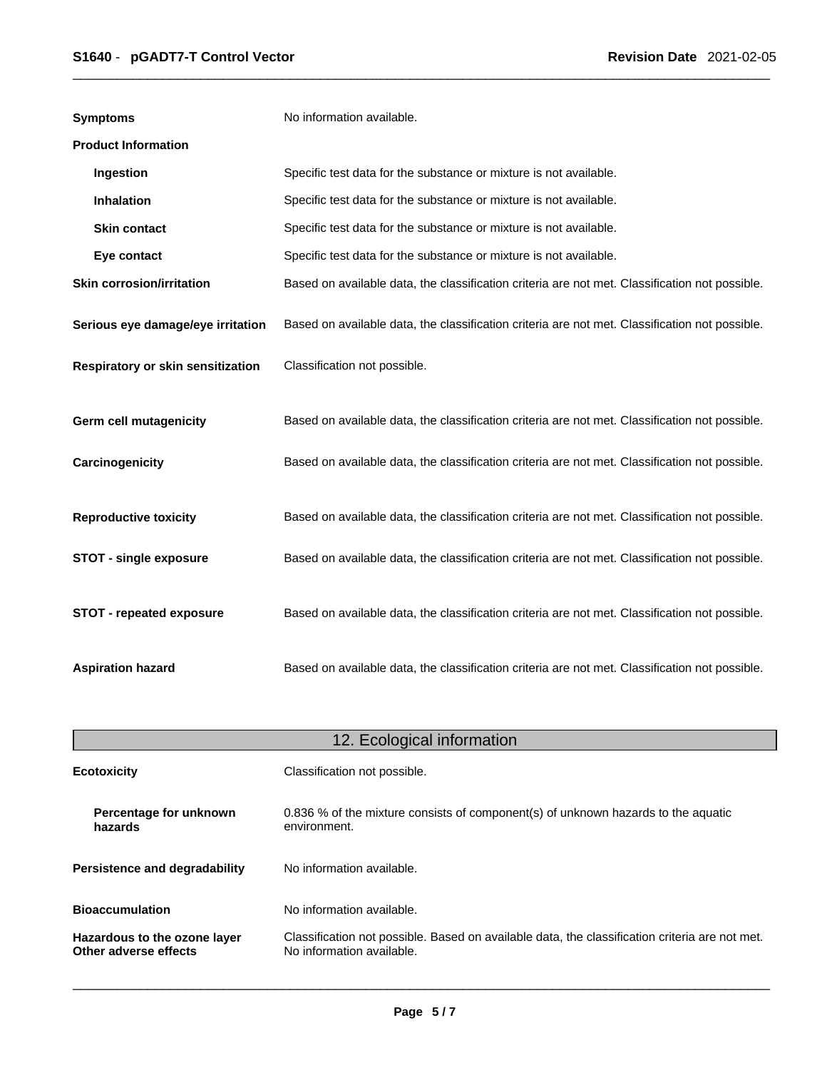**Symptoms** No information available.

**Product Information**

| | |
|---|---|
| **Ingestion** | Specific test data for the substance or mixture is not available. |
| **Inhalation** | Specific test data for the substance or mixture is not available. |
| **Skin contact** | Specific test data for the substance or mixture is not available. |
| **Eye contact** | Specific test data for the substance or mixture is not available. |
| **Skin corrosion/irritation** | Based on available data, the classification criteria are not met. Classification not possible. |
| **Serious eye damage/eye irritation** | Based on available data, the classification criteria are not met. Classification not possible. |
| **Respiratory or skin sensitization** | Classification not possible. |
| **Germ cell mutagenicity** | Based on available data, the classification criteria are not met. Classification not possible. |
| **Carcinogenicity** | Based on available data, the classification criteria are not met. Classification not possible. |
| **Reproductive toxicity** | Based on available data, the classification criteria are not met. Classification not possible. |
| **STOT - single exposure** | Based on available data, the classification criteria are not met. Classification not possible. |
| **STOT - repeated exposure** | Based on available data, the classification criteria are not met. Classification not possible. |
| **Aspiration hazard** | Based on available data, the classification criteria are not met. Classification not possible. |

## 12. Ecological information

| | |
|---|---|
| **Ecotoxicity** | Classification not possible. |
| **Percentage for unknown hazards** | 0.836 % of the mixture consists of component(s) of unknown hazards to the aquatic environment. |
| **Persistence and degradability** | No information available. |
| **Bioaccumulation** | No information available. |
| **Hazardous to the ozone layer** | Classification not possible. Based on available data, the classification criteria are not met. |
| **Other adverse effects** | No information available. |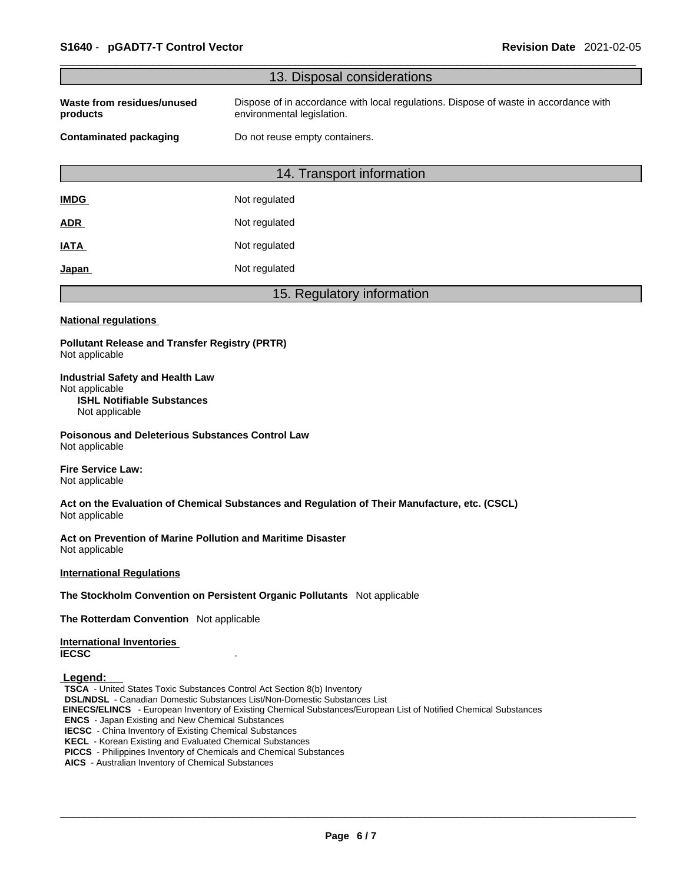## 13. Disposal considerations

**Waste from residues/unused products** Dispose of in accordance with local regulations. Dispose of waste in accordance with environmental legislation.

**Contaminated packaging** Do not reuse empty containers.

## 14. Transport information

| | |
|---|---|
| **IMDG** | Not regulated |
| **ADR** | Not regulated |
| **IATA** | Not regulated |
| **Japan** | Not regulated |

## 15. Regulatory information

**National regulations**

**Pollutant Release and Transfer Registry (PRTR)**
Not applicable

**Industrial Safety and Health Law**
Not applicable

**ISHL Notifiable Substances**
Not applicable

**Poisonous and Deleterious Substances Control Law**
Not applicable

**Fire Service Law:**
Not applicable

**Act on the Evaluation of Chemical Substances and Regulation of Their Manufacture, etc. (CSCL)**
Not applicable

**Act on Prevention of Marine Pollution and Maritime Disaster**
Not applicable

**International Regulations**

**The Stockholm Convention on Persistent Organic Pollutants** Not applicable

**The Rotterdam Convention** Not applicable

**International Inventories**
**IECSC** .

**Legend:**
**TSCA** - United States Toxic Substances Control Act Section 8(b) Inventory
**DSL/NDSL** - Canadian Domestic Substances List/Non-Domestic Substances List
**EINECS/ELINCS** - European Inventory of Existing Chemical Substances/European List of Notified Chemical Substances
**ENCS** - Japan Existing and New Chemical Substances
**IECSC** - China Inventory of Existing Chemical Substances
**KECL** - Korean Existing and Evaluated Chemical Substances
**PICCS** - Philippines Inventory of Chemicals and Chemical Substances
**AICS** - Australian Inventory of Chemical Substances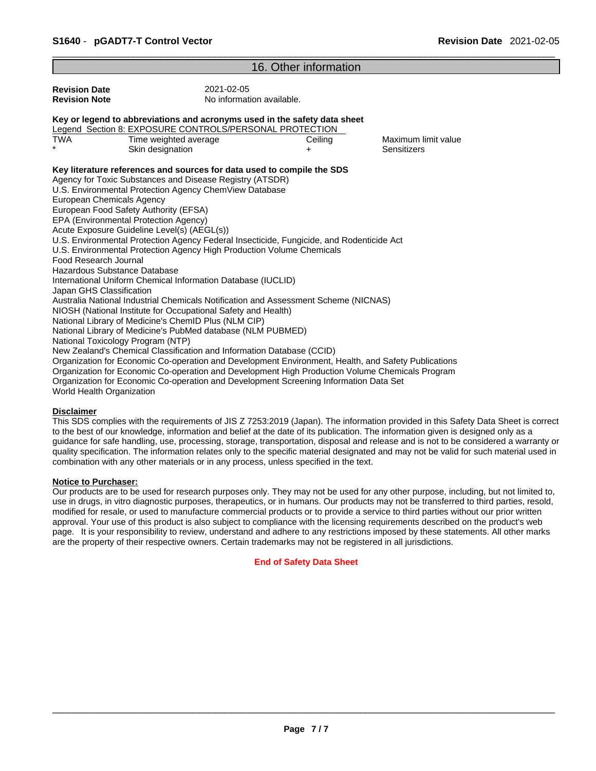## 16. Other information

**Revision Date** 2021-02-05
**Revision Note** No information available.

**Key or legend to abbreviations and acronyms used in the safety data sheet**

Legend Section 8: EXPOSURE CONTROLS/PERSONAL PROTECTION

| | | | |
|---|---|---|---|
| TWA | Time weighted average | Ceiling | Maximum limit value |
| * | Skin designation | + | Sensitizers |

**Key literature references and sources for data used to compile the SDS**

Agency for Toxic Substances and Disease Registry (ATSDR)
U.S. Environmental Protection Agency ChemView Database
European Chemicals Agency
European Food Safety Authority (EFSA)
EPA (Environmental Protection Agency)
Acute Exposure Guideline Level(s) (AEGL(s))
U.S. Environmental Protection Agency Federal Insecticide, Fungicide, and Rodenticide Act
U.S. Environmental Protection Agency High Production Volume Chemicals
Food Research Journal
Hazardous Substance Database
International Uniform Chemical Information Database (IUCLID)
Japan GHS Classification
Australia National Industrial Chemicals Notification and Assessment Scheme (NICNAS)
NIOSH (National Institute for Occupational Safety and Health)
National Library of Medicine's ChemID Plus (NLM CIP)
National Library of Medicine's PubMed database (NLM PUBMED)
National Toxicology Program (NTP)
New Zealand's Chemical Classification and Information Database (CCID)
Organization for Economic Co-operation and Development Environment, Health, and Safety Publications
Organization for Economic Co-operation and Development High Production Volume Chemicals Program
Organization for Economic Co-operation and Development Screening Information Data Set
World Health Organization

**Disclaimer**

This SDS complies with the requirements of JIS Z 7253:2019 (Japan). The information provided in this Safety Data Sheet is correct to the best of our knowledge, information and belief at the date of its publication. The information given is designed only as a guidance for safe handling, use, processing, storage, transportation, disposal and release and is not to be considered a warranty or quality specification. The information relates only to the specific material designated and may not be valid for such material used in combination with any other materials or in any process, unless specified in the text.

**Notice to Purchaser:**

Our products are to be used for research purposes only. They may not be used for any other purpose, including, but not limited to, use in drugs, in vitro diagnostic purposes, therapeutics, or in humans. Our products may not be transferred to third parties, resold, modified for resale, or used to manufacture commercial products or to provide a service to third parties without our prior written approval. Your use of this product is also subject to compliance with the licensing requirements described on the product's web page. It is your responsibility to review, understand and adhere to any restrictions imposed by these statements. All other marks are the property of their respective owners. Certain trademarks may not be registered in all jurisdictions.

**End of Safety Data Sheet**